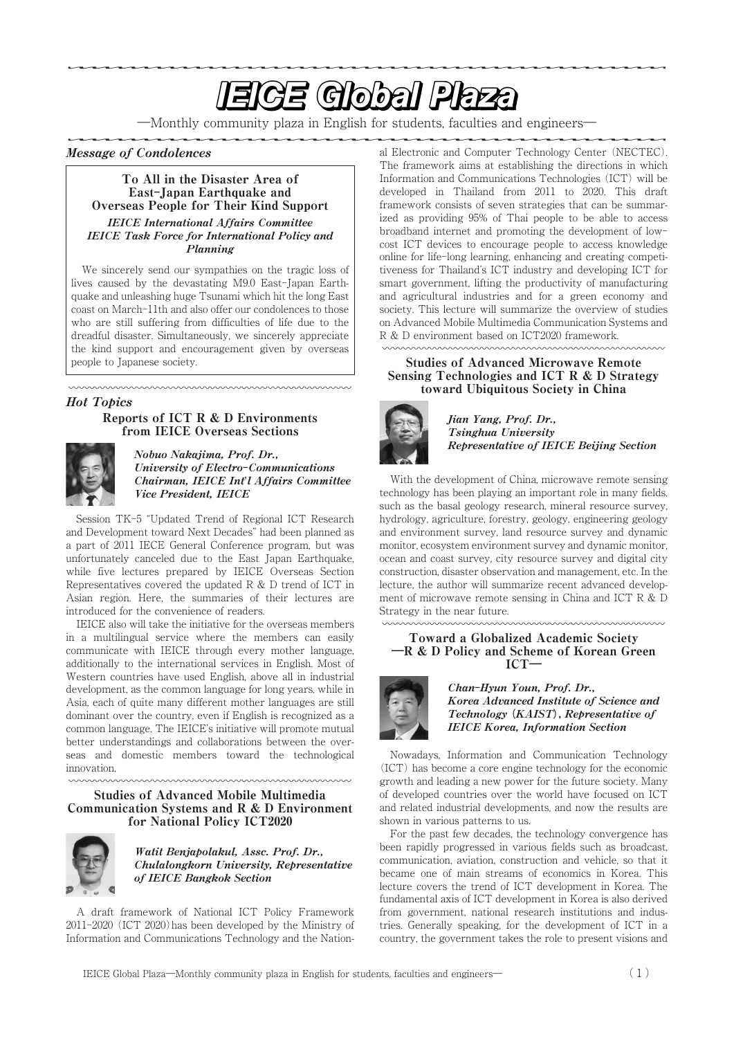# IEICE Global Plaza

—Monthly community plaza in English for students, faculties and engineers—

## *Message of Condolences*

### To All in the Disaster Area of East-Japan Earthquake and Overseas People for Their Kind Support

***IEICE International Affairs Committee***
***IEICE Task Force for International Policy and Planning***

We sincerely send our sympathies on the tragic loss of lives caused by the devastating M9.0 East-Japan Earthquake and unleashing huge Tsunami which hit the long East coast on March-11th and also offer our condolences to those who are still suffering from difficulties of life due to the dreadful disaster. Simultaneously, we sincerely appreciate the kind support and encouragement given by overseas people to Japanese society.

## *Hot Topics*

### Reports of ICT R & D Environments from IEICE Overseas Sections

***Nobuo Nakajima, Prof. Dr.,***
***University of Electro-Communications***
***Chairman, IEICE Int'l Affairs Committee***
***Vice President, IEICE***

Session TK-5 "Updated Trend of Regional ICT Research and Development toward Next Decades" had been planned as a part of 2011 IECE General Conference program, but was unfortunately canceled due to the East Japan Earthquake, while five lectures prepared by IEICE Overseas Section Representatives covered the updated R & D trend of ICT in Asian region. Here, the summaries of their lectures are introduced for the convenience of readers.

IEICE also will take the initiative for the overseas members in a multilingual service where the members can easily communicate with IEICE through every mother language, additionally to the international services in English. Most of Western countries have used English, above all in industrial development, as the common language for long years, while in Asia, each of quite many different mother languages are still dominant over the country, even if English is recognized as a common language. The IEICE's initiative will promote mutual better understandings and collaborations between the overseas and domestic members toward the technological innovation.

### Studies of Advanced Mobile Multimedia Communication Systems and R & D Environment for National Policy ICT2020

***Watit Benjapolakul, Assc. Prof. Dr.,***
***Chulalongkorn University, Representative of IEICE Bangkok Section***

A draft framework of National ICT Policy Framework 2011-2020 (ICT 2020) has been developed by the Ministry of Information and Communications Technology and the National Electronic and Computer Technology Center (NECTEC). The framework aims at establishing the directions in which Information and Communications Technologies (ICT) will be developed in Thailand from 2011 to 2020. This draft framework consists of seven strategies that can be summarized as providing 95% of Thai people to be able to access broadband internet and promoting the development of low-cost ICT devices to encourage people to access knowledge online for life-long learning, enhancing and creating competitiveness for Thailand's ICT industry and developing ICT for smart government, lifting the productivity of manufacturing and agricultural industries and for a green economy and society. This lecture will summarize the overview of studies on Advanced Mobile Multimedia Communication Systems and R & D environment based on ICT2020 framework.

### Studies of Advanced Microwave Remote Sensing Technologies and ICT R & D Strategy toward Ubiquitous Society in China

***Jian Yang, Prof. Dr.,***
***Tsinghua University***
***Representative of IEICE Beijing Section***

With the development of China, microwave remote sensing technology has been playing an important role in many fields, such as the basal geology research, mineral resource survey, hydrology, agriculture, forestry, geology, engineering geology and environment survey, land resource survey and dynamic monitor, ecosystem environment survey and dynamic monitor, ocean and coast survey, city resource survey and digital city construction, disaster observation and management, etc. In the lecture, the author will summarize recent advanced development of microwave remote sensing in China and ICT R & D Strategy in the near future.

### Toward a Globalized Academic Society —R & D Policy and Scheme of Korean Green ICT—

***Chan-Hyun Youn, Prof. Dr.,***
***Korea Advanced Institute of Science and Technology (KAIST), Representative of IEICE Korea, Information Section***

Nowadays, Information and Communication Technology (ICT) has become a core engine technology for the economic growth and leading a new power for the future society. Many of developed countries over the world have focused on ICT and related industrial developments, and now the results are shown in various patterns to us.

For the past few decades, the technology convergence has been rapidly progressed in various fields such as broadcast, communication, aviation, construction and vehicle, so that it became one of main streams of economics in Korea. This lecture covers the trend of ICT development in Korea. The fundamental axis of ICT development in Korea is also derived from government, national research institutions and industries. Generally speaking, for the development of ICT in a country, the government takes the role to present visions and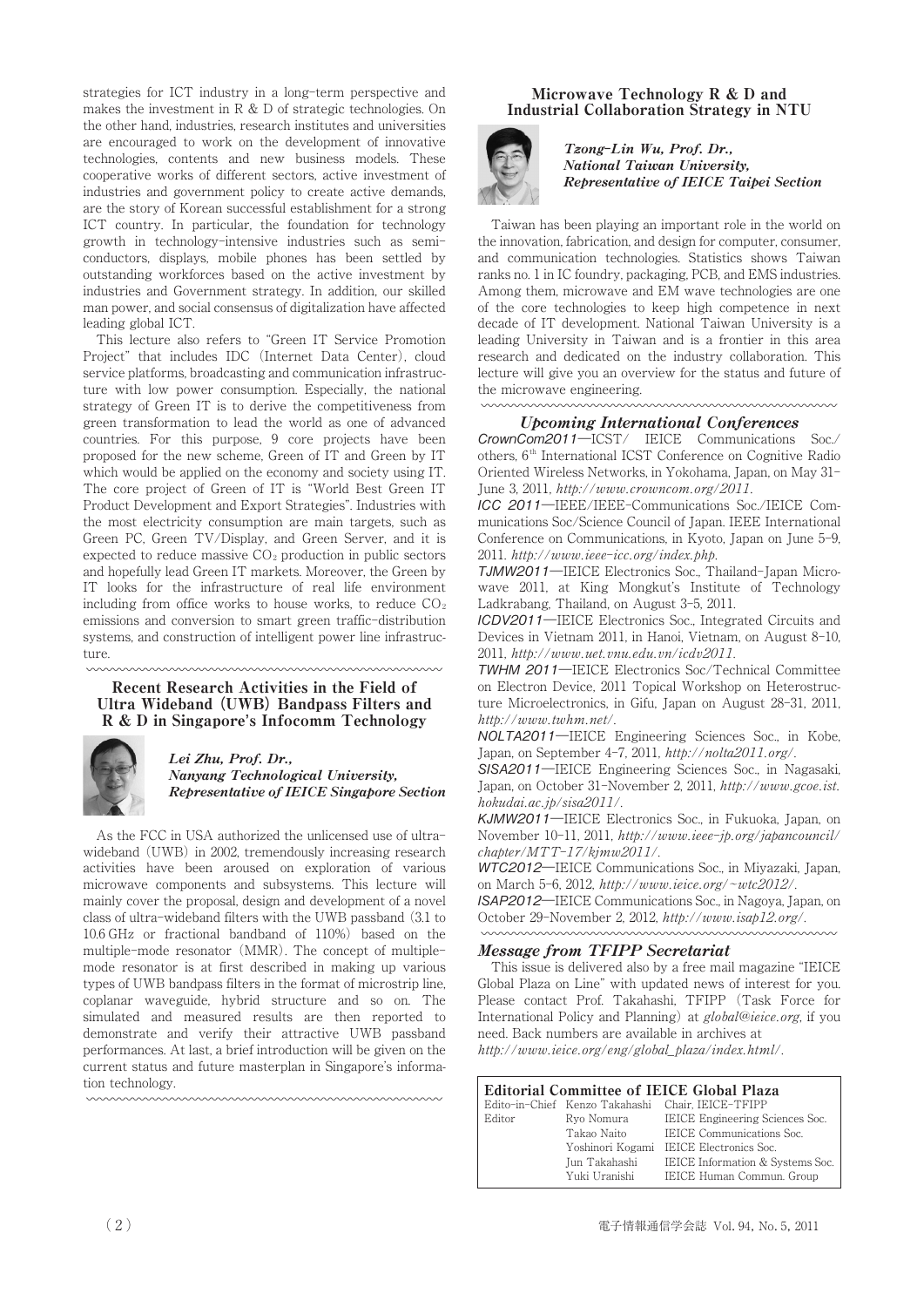strategies for ICT industry in a long-term perspective and makes the investment in R & D of strategic technologies. On the other hand, industries, research institutes and universities are encouraged to work on the development of innovative technologies, contents and new business models. These cooperative works of different sectors, active investment of industries and government policy to create active demands, are the story of Korean successful establishment for a strong ICT country. In particular, the foundation for technology growth in technology-intensive industries such as semiconductors, displays, mobile phones has been settled by outstanding workforces based on the active investment by industries and Government strategy. In addition, our skilled man power, and social consensus of digitalization have affected leading global ICT.

This lecture also refers to "Green IT Service Promotion Project" that includes IDC (Internet Data Center), cloud service platforms, broadcasting and communication infrastructure with low power consumption. Especially, the national strategy of Green IT is to derive the competitiveness from green transformation to lead the world as one of advanced countries. For this purpose, 9 core projects have been proposed for the new scheme, Green of IT and Green by IT which would be applied on the economy and society using IT. The core project of Green of IT is "World Best Green IT Product Development and Export Strategies". Industries with the most electricity consumption are main targets, such as Green PC, Green TV/Display, and Green Server, and it is expected to reduce massive $CO_2$ production in public sectors and hopefully lead Green IT markets. Moreover, the Green by IT looks for the infrastructure of real life environment including from office works to house works, to reduce $CO_2$ emissions and conversion to smart green traffic-distribution systems, and construction of intelligent power line infrastructure.

### Recent Research Activities in the Field of Ultra Wideband (UWB) Bandpass Filters and R & D in Singapore's Infocomm Technology

***Lei Zhu, Prof. Dr.,***
***Nanyang Technological University,***
***Representative of IEICE Singapore Section***

As the FCC in USA authorized the unlicensed use of ultra-wideband (UWB) in 2002, tremendously increasing research activities have been aroused on exploration of various microwave components and subsystems. This lecture will mainly cover the proposal, design and development of a novel class of ultra-wideband filters with the UWB passband (3.1 to 10.6 GHz or fractional bandband of 110%) based on the multiple-mode resonator (MMR). The concept of multiple-mode resonator is at first described in making up various types of UWB bandpass filters in the format of microstrip line, coplanar waveguide, hybrid structure and so on. The simulated and measured results are then reported to demonstrate and verify their attractive UWB passband performances. At last, a brief introduction will be given on the current status and future masterplan in Singapore's information technology.

### Microwave Technology R & D and Industrial Collaboration Strategy in NTU

***Tzong-Lin Wu, Prof. Dr.,***
***National Taiwan University,***
***Representative of IEICE Taipei Section***

Taiwan has been playing an important role in the world on the innovation, fabrication, and design for computer, consumer, and communication technologies. Statistics shows Taiwan ranks no. 1 in IC foundry, packaging, PCB, and EMS industries. Among them, microwave and EM wave technologies are one of the core technologies to keep high competence in next decade of IT development. National Taiwan University is a leading University in Taiwan and is a frontier in this area research and dedicated on the industry collaboration. This lecture will give you an overview for the status and future of the microwave engineering.

### *Upcoming International Conferences*

*CrownCom2011*—ICST/ IEICE Communications Soc./ others, 6th International ICST Conference on Cognitive Radio Oriented Wireless Networks, in Yokohama, Japan, on May 31–June 3, 2011, *http://www.crowncom.org/2011*.

*ICC 2011*—IEEE/IEEE-Communications Soc./IEICE Communications Soc/Science Council of Japan. IEEE International Conference on Communications, in Kyoto, Japan on June 5–9, 2011. *http://www.ieee-icc.org/index.php*.

*TJMW2011*—IEICE Electronics Soc., Thailand-Japan Microwave 2011, at King Mongkut's Institute of Technology Ladkrabang, Thailand, on August 3–5, 2011.

*ICDV2011*—IEICE Electronics Soc., Integrated Circuits and Devices in Vietnam 2011, in Hanoi, Vietnam, on August 8–10, 2011, *http://www.uet.vnu.edu.vn/icdv2011*.

*TWHM 2011*—IEICE Electronics Soc/Technical Committee on Electron Device, 2011 Topical Workshop on Heterostructure Microelectronics, in Gifu, Japan on August 28–31, 2011, *http://www.twhm.net/*.

*NOLTA2011*—IEICE Engineering Sciences Soc., in Kobe, Japan, on September 4–7, 2011, *http://nolta2011.org/*.

*SISA2011*—IEICE Engineering Sciences Soc., in Nagasaki, Japan, on October 31–November 2, 2011, *http://www.gcoe.ist.hokudai.ac.jp/sisa2011/*.

*KJMW2011*—IEICE Electronics Soc., in Fukuoka, Japan, on November 10–11, 2011, *http://www.ieee-jp.org/japancouncil/chapter/MTT-17/kjmw2011/*.

*WTC2012*—IEICE Communications Soc., in Miyazaki, Japan, on March 5–6, 2012, *http://www.ieice.org/~wtc2012/*.

*ISAP2012*—IEICE Communications Soc., in Nagoya, Japan, on October 29–November 2, 2012, *http://www.isap12.org/*.

### *Message from TFIPP Secretariat*

This issue is delivered also by a free mail magazine "IEICE Global Plaza on Line" with updated news of interest for you. Please contact Prof. Takahashi, TFIPP (Task Force for International Policy and Planning) at *global@ieice.org*, if you need. Back numbers are available in archives at *http://www.ieice.org/eng/global_plaza/index.html/*.

**Editorial Committee of IEICE Global Plaza**

| | | |
|---|---|---|
| Edito-in-Chief | Kenzo Takahashi | Chair, IEICE-TFIPP |
| Editor | Ryo Nomura | IEICE Engineering Sciences Soc. |
| | Takao Naito | IEICE Communications Soc. |
| | Yoshinori Kogami | IEICE Electronics Soc. |
| | Jun Takahashi | IEICE Information & Systems Soc. |
| | Yuki Uranishi | IEICE Human Commun. Group |